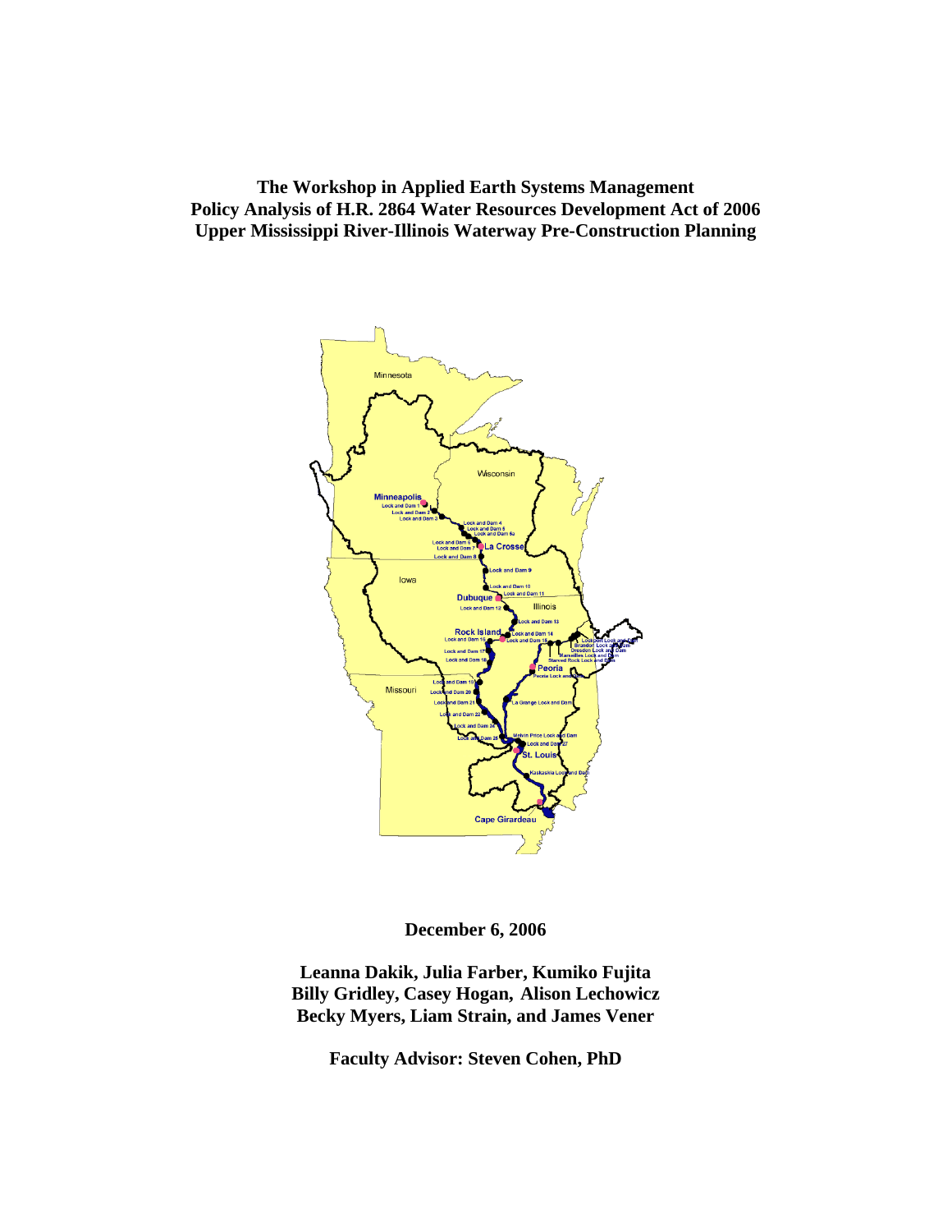# The Workshop in Applied Earth Systems Management
# Policy Analysis of H.R. 2864 Water Resources Development Act of 2006
# Upper Mississippi River-Illinois Waterway Pre-Construction Planning

**December 6, 2006**

**Leanna Dakik, Julia Farber, Kumiko Fujita**
**Billy Gridley, Casey Hogan, Alison Lechowicz**
**Becky Myers, Liam Strain, and James Vener**

**Faculty Advisor: Steven Cohen, PhD**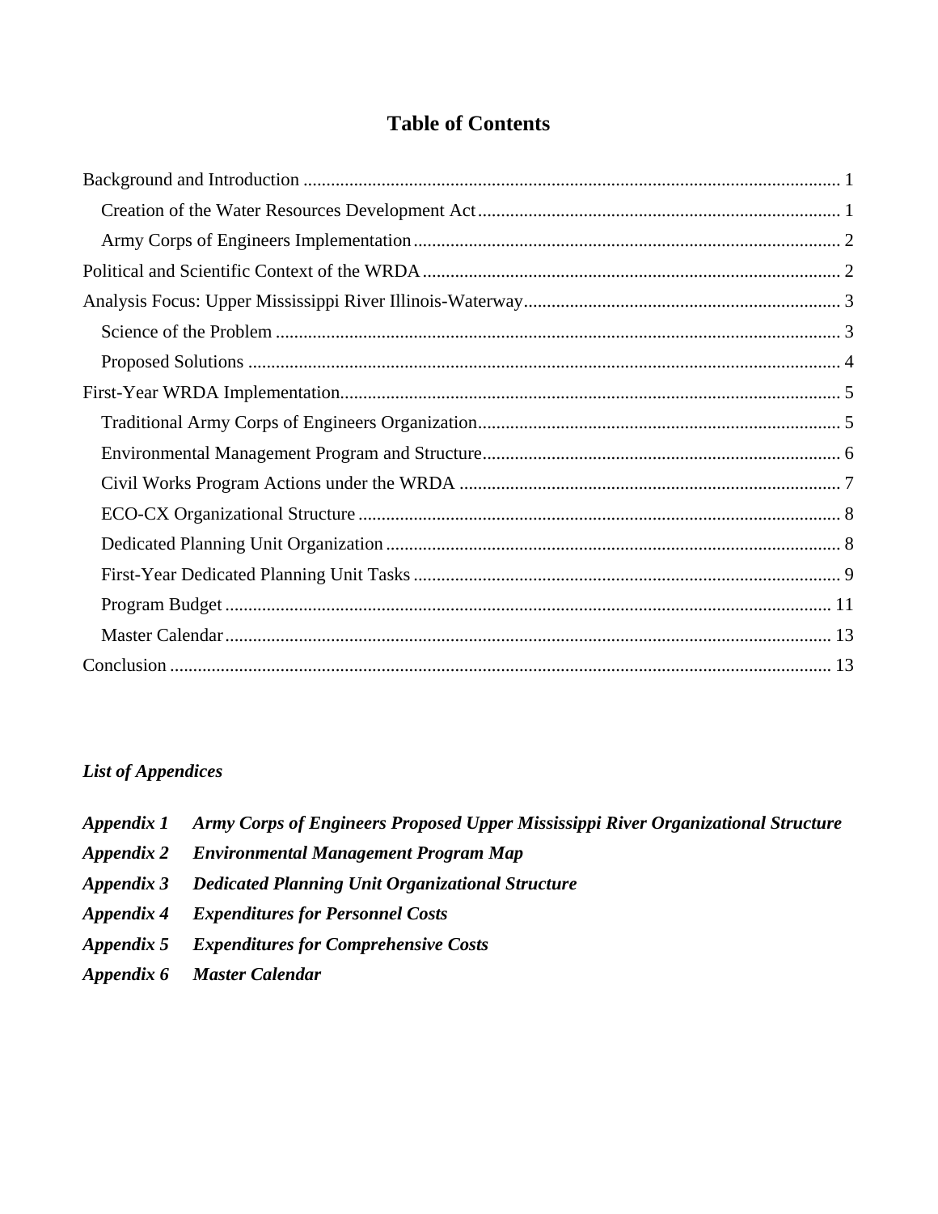# Table of Contents

Background and Introduction ..... 1

- Creation of the Water Resources Development Act ..... 1
- Army Corps of Engineers Implementation ..... 2

Political and Scientific Context of the WRDA ..... 2

Analysis Focus: Upper Mississippi River Illinois-Waterway ..... 3

- Science of the Problem ..... 3
- Proposed Solutions ..... 4

First-Year WRDA Implementation ..... 5

- Traditional Army Corps of Engineers Organization ..... 5
- Environmental Management Program and Structure ..... 6
- Civil Works Program Actions under the WRDA ..... 7
- ECO-CX Organizational Structure ..... 8
- Dedicated Planning Unit Organization ..... 8
- First-Year Dedicated Planning Unit Tasks ..... 9
- Program Budget ..... 11
- Master Calendar ..... 13

Conclusion ..... 13

*List of Appendices*

***Appendix 1 Army Corps of Engineers Proposed Upper Mississippi River Organizational Structure***

***Appendix 2 Environmental Management Program Map***

***Appendix 3 Dedicated Planning Unit Organizational Structure***

***Appendix 4 Expenditures for Personnel Costs***

***Appendix 5 Expenditures for Comprehensive Costs***

***Appendix 6 Master Calendar***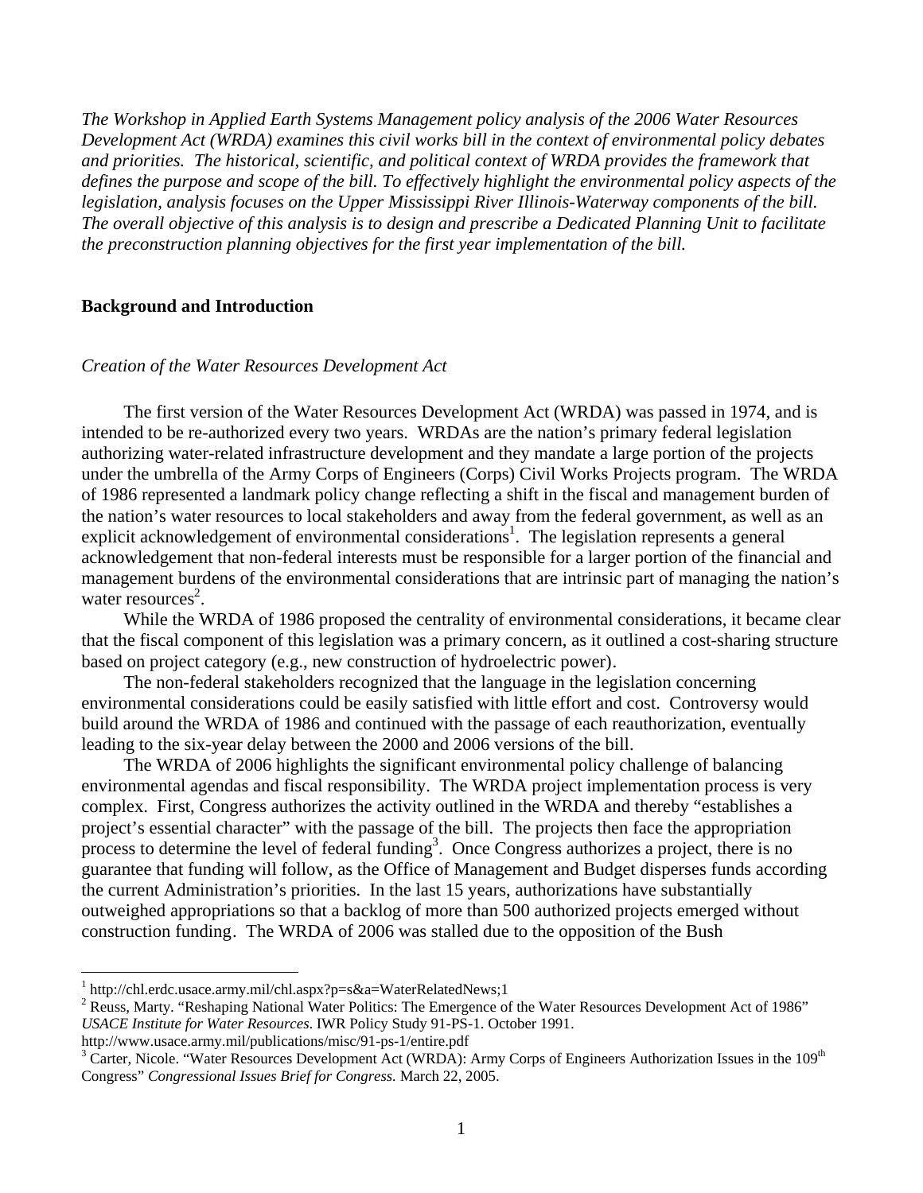*The Workshop in Applied Earth Systems Management policy analysis of the 2006 Water Resources Development Act (WRDA) examines this civil works bill in the context of environmental policy debates and priorities. The historical, scientific, and political context of WRDA provides the framework that defines the purpose and scope of the bill. To effectively highlight the environmental policy aspects of the legislation, analysis focuses on the Upper Mississippi River Illinois-Waterway components of the bill. The overall objective of this analysis is to design and prescribe a Dedicated Planning Unit to facilitate the preconstruction planning objectives for the first year implementation of the bill.*

## Background and Introduction

### *Creation of the Water Resources Development Act*

The first version of the Water Resources Development Act (WRDA) was passed in 1974, and is intended to be re-authorized every two years. WRDAs are the nation's primary federal legislation authorizing water-related infrastructure development and they mandate a large portion of the projects under the umbrella of the Army Corps of Engineers (Corps) Civil Works Projects program. The WRDA of 1986 represented a landmark policy change reflecting a shift in the fiscal and management burden of the nation's water resources to local stakeholders and away from the federal government, as well as an explicit acknowledgement of environmental considerations[1]. The legislation represents a general acknowledgement that non-federal interests must be responsible for a larger portion of the financial and management burdens of the environmental considerations that are intrinsic part of managing the nation's water resources[2].

While the WRDA of 1986 proposed the centrality of environmental considerations, it became clear that the fiscal component of this legislation was a primary concern, as it outlined a cost-sharing structure based on project category (e.g., new construction of hydroelectric power).

The non-federal stakeholders recognized that the language in the legislation concerning environmental considerations could be easily satisfied with little effort and cost. Controversy would build around the WRDA of 1986 and continued with the passage of each reauthorization, eventually leading to the six-year delay between the 2000 and 2006 versions of the bill.

The WRDA of 2006 highlights the significant environmental policy challenge of balancing environmental agendas and fiscal responsibility. The WRDA project implementation process is very complex. First, Congress authorizes the activity outlined in the WRDA and thereby "establishes a project's essential character" with the passage of the bill. The projects then face the appropriation process to determine the level of federal funding[3]. Once Congress authorizes a project, there is no guarantee that funding will follow, as the Office of Management and Budget disperses funds according the current Administration's priorities. In the last 15 years, authorizations have substantially outweighed appropriations so that a backlog of more than 500 authorized projects emerged without construction funding. The WRDA of 2006 was stalled due to the opposition of the Bush

---

[1] http://chl.erdc.usace.army.mil/chl.aspx?p=s&a=WaterRelatedNews;1

[2] Reuss, Marty. "Reshaping National Water Politics: The Emergence of the Water Resources Development Act of 1986" *USACE Institute for Water Resources*. IWR Policy Study 91-PS-1. October 1991. http://www.usace.army.mil/publications/misc/91-ps-1/entire.pdf

[3] Carter, Nicole. "Water Resources Development Act (WRDA): Army Corps of Engineers Authorization Issues in the 109th Congress" *Congressional Issues Brief for Congress.* March 22, 2005.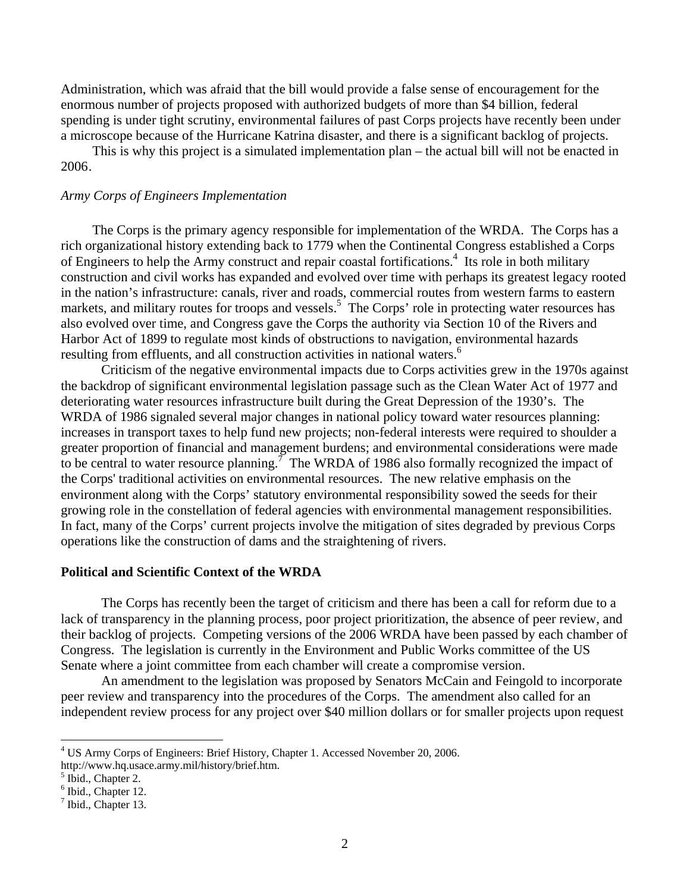Administration, which was afraid that the bill would provide a false sense of encouragement for the enormous number of projects proposed with authorized budgets of more than $4 billion, federal spending is under tight scrutiny, environmental failures of past Corps projects have recently been under a microscope because of the Hurricane Katrina disaster, and there is a significant backlog of projects.

This is why this project is a simulated implementation plan – the actual bill will not be enacted in 2006.

*Army Corps of Engineers Implementation*

The Corps is the primary agency responsible for implementation of the WRDA. The Corps has a rich organizational history extending back to 1779 when the Continental Congress established a Corps of Engineers to help the Army construct and repair coastal fortifications.[4] Its role in both military construction and civil works has expanded and evolved over time with perhaps its greatest legacy rooted in the nation's infrastructure: canals, river and roads, commercial routes from western farms to eastern markets, and military routes for troops and vessels.[5] The Corps' role in protecting water resources has also evolved over time, and Congress gave the Corps the authority via Section 10 of the Rivers and Harbor Act of 1899 to regulate most kinds of obstructions to navigation, environmental hazards resulting from effluents, and all construction activities in national waters.[6]

Criticism of the negative environmental impacts due to Corps activities grew in the 1970s against the backdrop of significant environmental legislation passage such as the Clean Water Act of 1977 and deteriorating water resources infrastructure built during the Great Depression of the 1930's. The WRDA of 1986 signaled several major changes in national policy toward water resources planning: increases in transport taxes to help fund new projects; non-federal interests were required to shoulder a greater proportion of financial and management burdens; and environmental considerations were made to be central to water resource planning.[7] The WRDA of 1986 also formally recognized the impact of the Corps' traditional activities on environmental resources. The new relative emphasis on the environment along with the Corps' statutory environmental responsibility sowed the seeds for their growing role in the constellation of federal agencies with environmental management responsibilities. In fact, many of the Corps' current projects involve the mitigation of sites degraded by previous Corps operations like the construction of dams and the straightening of rivers.

## Political and Scientific Context of the WRDA

The Corps has recently been the target of criticism and there has been a call for reform due to a lack of transparency in the planning process, poor project prioritization, the absence of peer review, and their backlog of projects. Competing versions of the 2006 WRDA have been passed by each chamber of Congress. The legislation is currently in the Environment and Public Works committee of the US Senate where a joint committee from each chamber will create a compromise version.

An amendment to the legislation was proposed by Senators McCain and Feingold to incorporate peer review and transparency into the procedures of the Corps. The amendment also called for an independent review process for any project over $40 million dollars or for smaller projects upon request

---

[4] US Army Corps of Engineers: Brief History, Chapter 1. Accessed November 20, 2006. http://www.hq.usace.army.mil/history/brief.htm.

[5] Ibid., Chapter 2.

[6] Ibid., Chapter 12.

[7] Ibid., Chapter 13.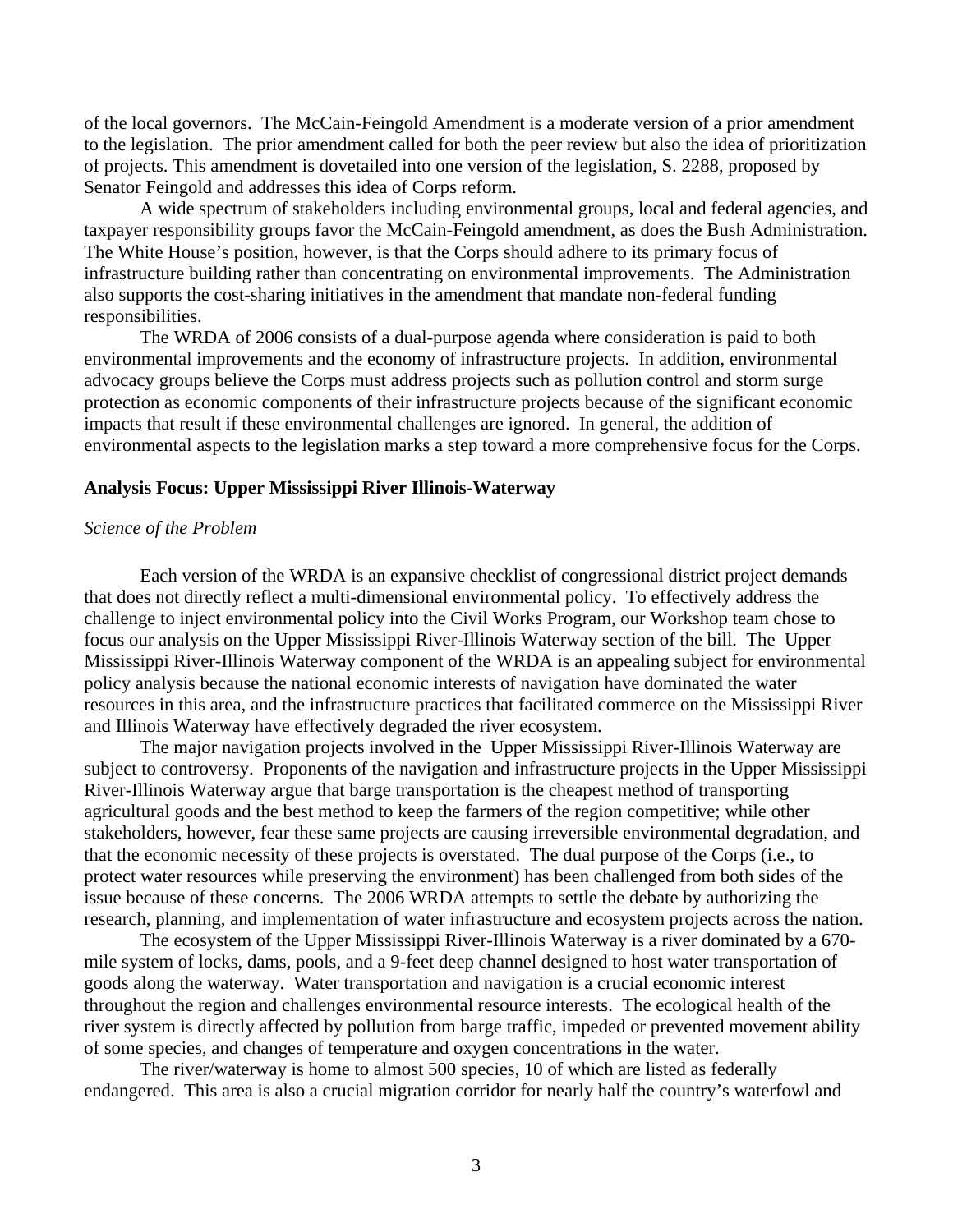of the local governors. The McCain-Feingold Amendment is a moderate version of a prior amendment to the legislation. The prior amendment called for both the peer review but also the idea of prioritization of projects. This amendment is dovetailed into one version of the legislation, S. 2288, proposed by Senator Feingold and addresses this idea of Corps reform.

A wide spectrum of stakeholders including environmental groups, local and federal agencies, and taxpayer responsibility groups favor the McCain-Feingold amendment, as does the Bush Administration. The White House's position, however, is that the Corps should adhere to its primary focus of infrastructure building rather than concentrating on environmental improvements. The Administration also supports the cost-sharing initiatives in the amendment that mandate non-federal funding responsibilities.

The WRDA of 2006 consists of a dual-purpose agenda where consideration is paid to both environmental improvements and the economy of infrastructure projects. In addition, environmental advocacy groups believe the Corps must address projects such as pollution control and storm surge protection as economic components of their infrastructure projects because of the significant economic impacts that result if these environmental challenges are ignored. In general, the addition of environmental aspects to the legislation marks a step toward a more comprehensive focus for the Corps.

**Analysis Focus: Upper Mississippi River Illinois-Waterway**

*Science of the Problem*

Each version of the WRDA is an expansive checklist of congressional district project demands that does not directly reflect a multi-dimensional environmental policy. To effectively address the challenge to inject environmental policy into the Civil Works Program, our Workshop team chose to focus our analysis on the Upper Mississippi River-Illinois Waterway section of the bill. The Upper Mississippi River-Illinois Waterway component of the WRDA is an appealing subject for environmental policy analysis because the national economic interests of navigation have dominated the water resources in this area, and the infrastructure practices that facilitated commerce on the Mississippi River and Illinois Waterway have effectively degraded the river ecosystem.

The major navigation projects involved in the Upper Mississippi River-Illinois Waterway are subject to controversy. Proponents of the navigation and infrastructure projects in the Upper Mississippi River-Illinois Waterway argue that barge transportation is the cheapest method of transporting agricultural goods and the best method to keep the farmers of the region competitive; while other stakeholders, however, fear these same projects are causing irreversible environmental degradation, and that the economic necessity of these projects is overstated. The dual purpose of the Corps (i.e., to protect water resources while preserving the environment) has been challenged from both sides of the issue because of these concerns. The 2006 WRDA attempts to settle the debate by authorizing the research, planning, and implementation of water infrastructure and ecosystem projects across the nation.

The ecosystem of the Upper Mississippi River-Illinois Waterway is a river dominated by a 670-mile system of locks, dams, pools, and a 9-feet deep channel designed to host water transportation of goods along the waterway. Water transportation and navigation is a crucial economic interest throughout the region and challenges environmental resource interests. The ecological health of the river system is directly affected by pollution from barge traffic, impeded or prevented movement ability of some species, and changes of temperature and oxygen concentrations in the water.

The river/waterway is home to almost 500 species, 10 of which are listed as federally endangered. This area is also a crucial migration corridor for nearly half the country's waterfowl and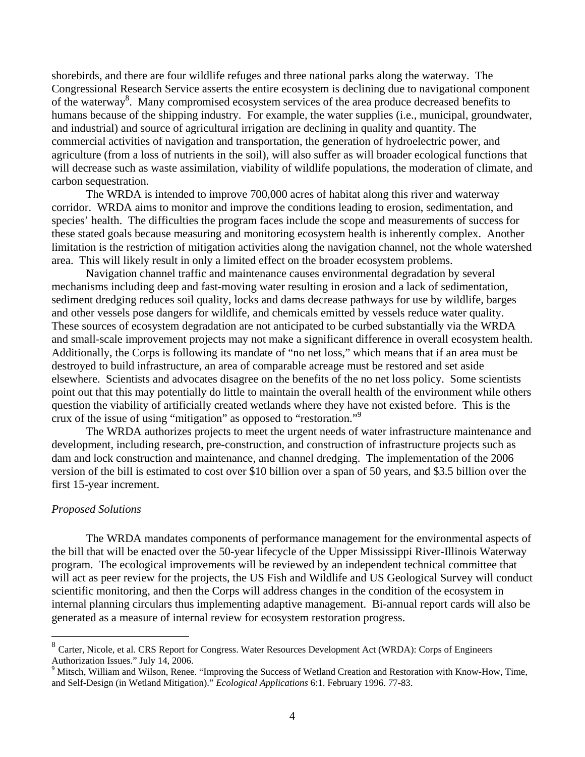shorebirds, and there are four wildlife refuges and three national parks along the waterway. The Congressional Research Service asserts the entire ecosystem is declining due to navigational component of the waterway[8]. Many compromised ecosystem services of the area produce decreased benefits to humans because of the shipping industry. For example, the water supplies (i.e., municipal, groundwater, and industrial) and source of agricultural irrigation are declining in quality and quantity. The commercial activities of navigation and transportation, the generation of hydroelectric power, and agriculture (from a loss of nutrients in the soil), will also suffer as will broader ecological functions that will decrease such as waste assimilation, viability of wildlife populations, the moderation of climate, and carbon sequestration.

The WRDA is intended to improve 700,000 acres of habitat along this river and waterway corridor. WRDA aims to monitor and improve the conditions leading to erosion, sedimentation, and species' health. The difficulties the program faces include the scope and measurements of success for these stated goals because measuring and monitoring ecosystem health is inherently complex. Another limitation is the restriction of mitigation activities along the navigation channel, not the whole watershed area. This will likely result in only a limited effect on the broader ecosystem problems.

Navigation channel traffic and maintenance causes environmental degradation by several mechanisms including deep and fast-moving water resulting in erosion and a lack of sedimentation, sediment dredging reduces soil quality, locks and dams decrease pathways for use by wildlife, barges and other vessels pose dangers for wildlife, and chemicals emitted by vessels reduce water quality. These sources of ecosystem degradation are not anticipated to be curbed substantially via the WRDA and small-scale improvement projects may not make a significant difference in overall ecosystem health. Additionally, the Corps is following its mandate of "no net loss," which means that if an area must be destroyed to build infrastructure, an area of comparable acreage must be restored and set aside elsewhere. Scientists and advocates disagree on the benefits of the no net loss policy. Some scientists point out that this may potentially do little to maintain the overall health of the environment while others question the viability of artificially created wetlands where they have not existed before. This is the crux of the issue of using "mitigation" as opposed to "restoration."[9]

The WRDA authorizes projects to meet the urgent needs of water infrastructure maintenance and development, including research, pre-construction, and construction of infrastructure projects such as dam and lock construction and maintenance, and channel dredging. The implementation of the 2006 version of the bill is estimated to cost over $10 billion over a span of 50 years, and $3.5 billion over the first 15-year increment.

*Proposed Solutions*

The WRDA mandates components of performance management for the environmental aspects of the bill that will be enacted over the 50-year lifecycle of the Upper Mississippi River-Illinois Waterway program. The ecological improvements will be reviewed by an independent technical committee that will act as peer review for the projects, the US Fish and Wildlife and US Geological Survey will conduct scientific monitoring, and then the Corps will address changes in the condition of the ecosystem in internal planning circulars thus implementing adaptive management. Bi-annual report cards will also be generated as a measure of internal review for ecosystem restoration progress.

---

[8] Carter, Nicole, et al. CRS Report for Congress. Water Resources Development Act (WRDA): Corps of Engineers Authorization Issues." July 14, 2006.

[9] Mitsch, William and Wilson, Renee. "Improving the Success of Wetland Creation and Restoration with Know-How, Time, and Self-Design (in Wetland Mitigation)." *Ecological Applications* 6:1. February 1996. 77-83.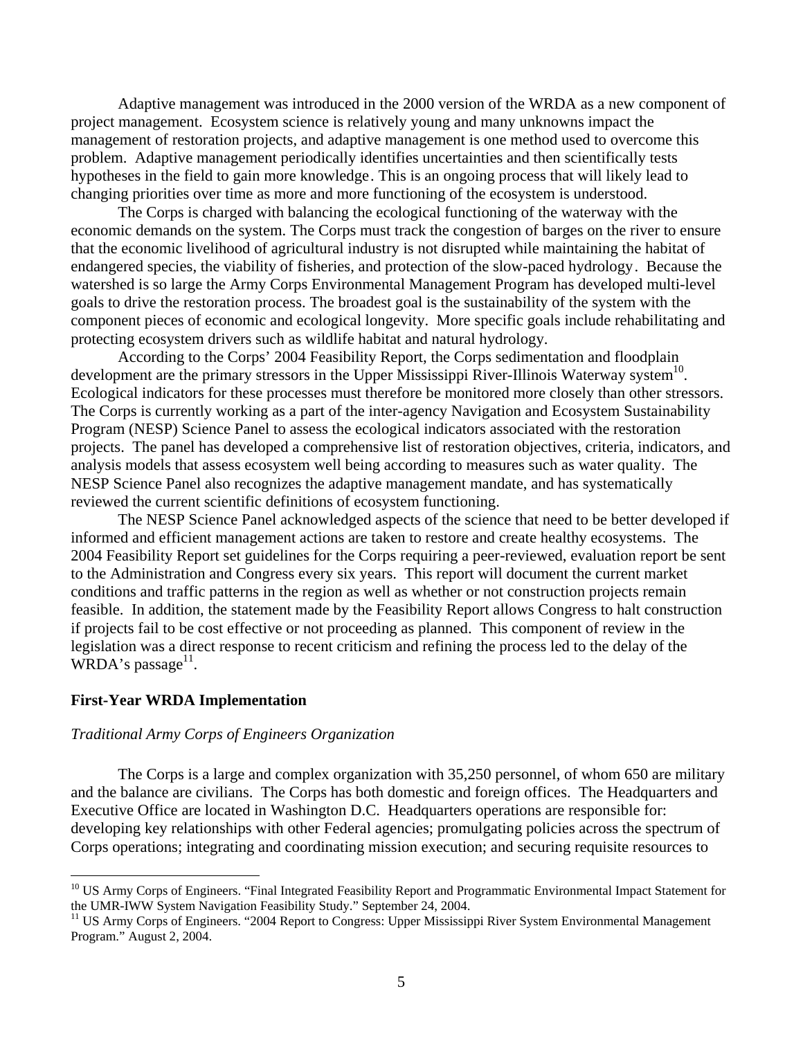Adaptive management was introduced in the 2000 version of the WRDA as a new component of project management. Ecosystem science is relatively young and many unknowns impact the management of restoration projects, and adaptive management is one method used to overcome this problem. Adaptive management periodically identifies uncertainties and then scientifically tests hypotheses in the field to gain more knowledge. This is an ongoing process that will likely lead to changing priorities over time as more and more functioning of the ecosystem is understood.

The Corps is charged with balancing the ecological functioning of the waterway with the economic demands on the system. The Corps must track the congestion of barges on the river to ensure that the economic livelihood of agricultural industry is not disrupted while maintaining the habitat of endangered species, the viability of fisheries, and protection of the slow-paced hydrology. Because the watershed is so large the Army Corps Environmental Management Program has developed multi-level goals to drive the restoration process. The broadest goal is the sustainability of the system with the component pieces of economic and ecological longevity. More specific goals include rehabilitating and protecting ecosystem drivers such as wildlife habitat and natural hydrology.

According to the Corps' 2004 Feasibility Report, the Corps sedimentation and floodplain development are the primary stressors in the Upper Mississippi River-Illinois Waterway system[10]. Ecological indicators for these processes must therefore be monitored more closely than other stressors. The Corps is currently working as a part of the inter-agency Navigation and Ecosystem Sustainability Program (NESP) Science Panel to assess the ecological indicators associated with the restoration projects. The panel has developed a comprehensive list of restoration objectives, criteria, indicators, and analysis models that assess ecosystem well being according to measures such as water quality. The NESP Science Panel also recognizes the adaptive management mandate, and has systematically reviewed the current scientific definitions of ecosystem functioning.

The NESP Science Panel acknowledged aspects of the science that need to be better developed if informed and efficient management actions are taken to restore and create healthy ecosystems. The 2004 Feasibility Report set guidelines for the Corps requiring a peer-reviewed, evaluation report be sent to the Administration and Congress every six years. This report will document the current market conditions and traffic patterns in the region as well as whether or not construction projects remain feasible. In addition, the statement made by the Feasibility Report allows Congress to halt construction if projects fail to be cost effective or not proceeding as planned. This component of review in the legislation was a direct response to recent criticism and refining the process led to the delay of the WRDA's passage[11].

## First-Year WRDA Implementation

### *Traditional Army Corps of Engineers Organization*

The Corps is a large and complex organization with 35,250 personnel, of whom 650 are military and the balance are civilians. The Corps has both domestic and foreign offices. The Headquarters and Executive Office are located in Washington D.C. Headquarters operations are responsible for: developing key relationships with other Federal agencies; promulgating policies across the spectrum of Corps operations; integrating and coordinating mission execution; and securing requisite resources to

---

[10] US Army Corps of Engineers. "Final Integrated Feasibility Report and Programmatic Environmental Impact Statement for the UMR-IWW System Navigation Feasibility Study." September 24, 2004.

[11] US Army Corps of Engineers. "2004 Report to Congress: Upper Mississippi River System Environmental Management Program." August 2, 2004.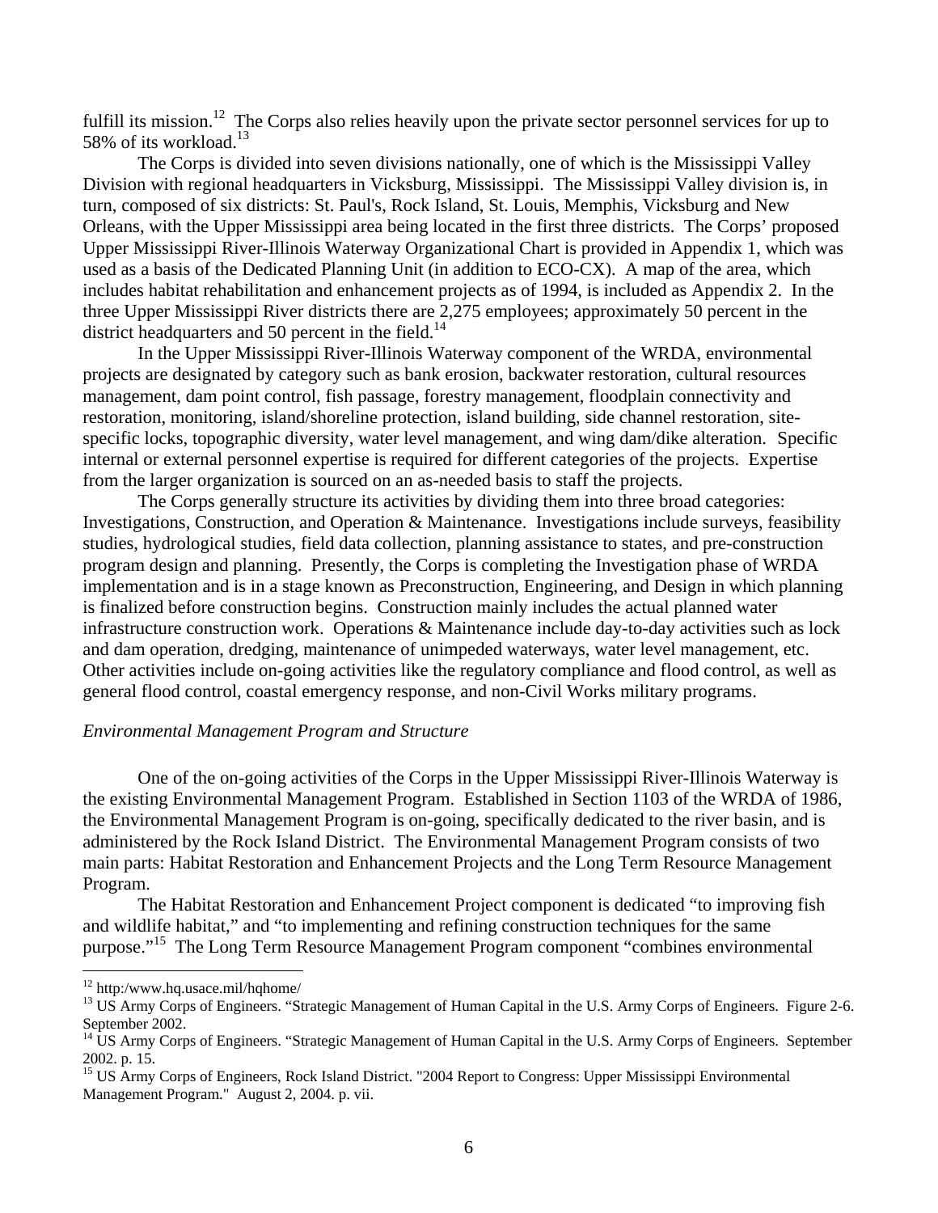fulfill its mission.[12] The Corps also relies heavily upon the private sector personnel services for up to 58% of its workload.[13]

The Corps is divided into seven divisions nationally, one of which is the Mississippi Valley Division with regional headquarters in Vicksburg, Mississippi. The Mississippi Valley division is, in turn, composed of six districts: St. Paul's, Rock Island, St. Louis, Memphis, Vicksburg and New Orleans, with the Upper Mississippi area being located in the first three districts. The Corps' proposed Upper Mississippi River-Illinois Waterway Organizational Chart is provided in Appendix 1, which was used as a basis of the Dedicated Planning Unit (in addition to ECO-CX). A map of the area, which includes habitat rehabilitation and enhancement projects as of 1994, is included as Appendix 2. In the three Upper Mississippi River districts there are 2,275 employees; approximately 50 percent in the district headquarters and 50 percent in the field.[14]

In the Upper Mississippi River-Illinois Waterway component of the WRDA, environmental projects are designated by category such as bank erosion, backwater restoration, cultural resources management, dam point control, fish passage, forestry management, floodplain connectivity and restoration, monitoring, island/shoreline protection, island building, side channel restoration, site-specific locks, topographic diversity, water level management, and wing dam/dike alteration. Specific internal or external personnel expertise is required for different categories of the projects. Expertise from the larger organization is sourced on an as-needed basis to staff the projects.

The Corps generally structure its activities by dividing them into three broad categories: Investigations, Construction, and Operation & Maintenance. Investigations include surveys, feasibility studies, hydrological studies, field data collection, planning assistance to states, and pre-construction program design and planning. Presently, the Corps is completing the Investigation phase of WRDA implementation and is in a stage known as Preconstruction, Engineering, and Design in which planning is finalized before construction begins. Construction mainly includes the actual planned water infrastructure construction work. Operations & Maintenance include day-to-day activities such as lock and dam operation, dredging, maintenance of unimpeded waterways, water level management, etc. Other activities include on-going activities like the regulatory compliance and flood control, as well as general flood control, coastal emergency response, and non-Civil Works military programs.

*Environmental Management Program and Structure*

One of the on-going activities of the Corps in the Upper Mississippi River-Illinois Waterway is the existing Environmental Management Program. Established in Section 1103 of the WRDA of 1986, the Environmental Management Program is on-going, specifically dedicated to the river basin, and is administered by the Rock Island District. The Environmental Management Program consists of two main parts: Habitat Restoration and Enhancement Projects and the Long Term Resource Management Program.

The Habitat Restoration and Enhancement Project component is dedicated "to improving fish and wildlife habitat," and "to implementing and refining construction techniques for the same purpose."[15] The Long Term Resource Management Program component "combines environmental

---

[12] http:/www.hq.usace.mil/hqhome/

[13] US Army Corps of Engineers. "Strategic Management of Human Capital in the U.S. Army Corps of Engineers. Figure 2-6. September 2002.

[14] US Army Corps of Engineers. "Strategic Management of Human Capital in the U.S. Army Corps of Engineers. September 2002. p. 15.

[15] US Army Corps of Engineers, Rock Island District. "2004 Report to Congress: Upper Mississippi Environmental Management Program." August 2, 2004. p. vii.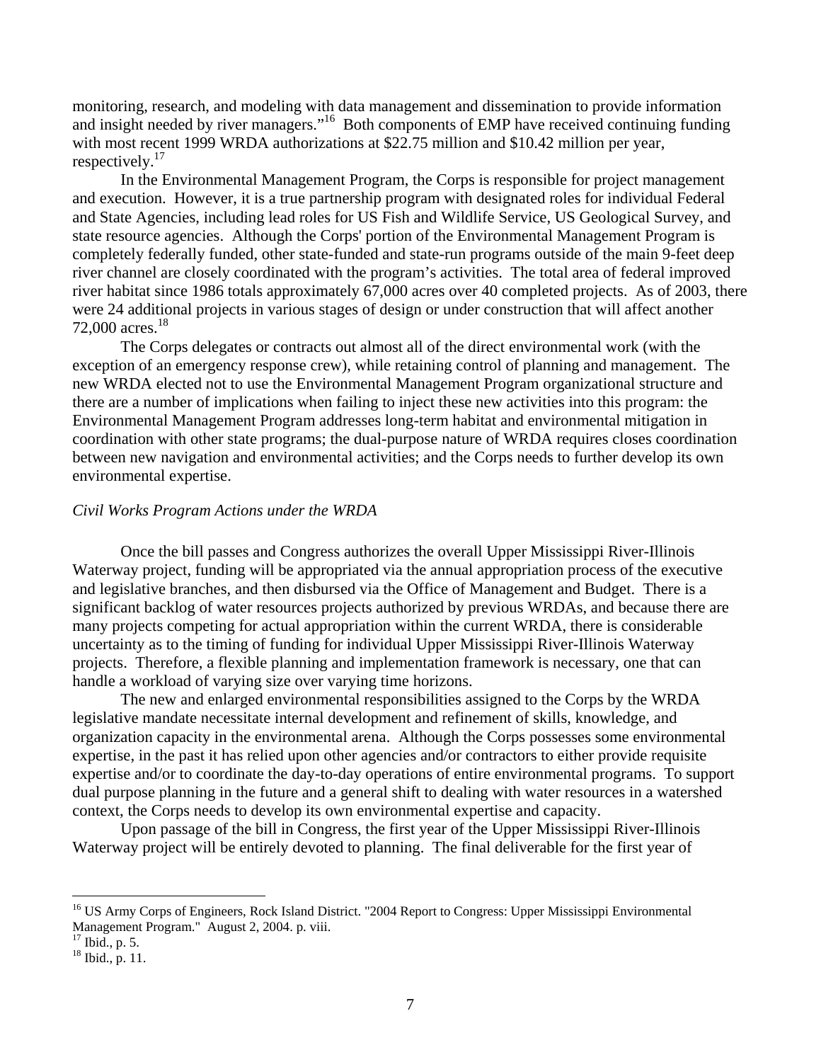monitoring, research, and modeling with data management and dissemination to provide information and insight needed by river managers."[16] Both components of EMP have received continuing funding with most recent 1999 WRDA authorizations at $22.75 million and $10.42 million per year, respectively.[17]

In the Environmental Management Program, the Corps is responsible for project management and execution. However, it is a true partnership program with designated roles for individual Federal and State Agencies, including lead roles for US Fish and Wildlife Service, US Geological Survey, and state resource agencies. Although the Corps' portion of the Environmental Management Program is completely federally funded, other state-funded and state-run programs outside of the main 9-feet deep river channel are closely coordinated with the program's activities. The total area of federal improved river habitat since 1986 totals approximately 67,000 acres over 40 completed projects. As of 2003, there were 24 additional projects in various stages of design or under construction that will affect another 72,000 acres.[18]

The Corps delegates or contracts out almost all of the direct environmental work (with the exception of an emergency response crew), while retaining control of planning and management. The new WRDA elected not to use the Environmental Management Program organizational structure and there are a number of implications when failing to inject these new activities into this program: the Environmental Management Program addresses long-term habitat and environmental mitigation in coordination with other state programs; the dual-purpose nature of WRDA requires closes coordination between new navigation and environmental activities; and the Corps needs to further develop its own environmental expertise.

*Civil Works Program Actions under the WRDA*

Once the bill passes and Congress authorizes the overall Upper Mississippi River-Illinois Waterway project, funding will be appropriated via the annual appropriation process of the executive and legislative branches, and then disbursed via the Office of Management and Budget. There is a significant backlog of water resources projects authorized by previous WRDAs, and because there are many projects competing for actual appropriation within the current WRDA, there is considerable uncertainty as to the timing of funding for individual Upper Mississippi River-Illinois Waterway projects. Therefore, a flexible planning and implementation framework is necessary, one that can handle a workload of varying size over varying time horizons.

The new and enlarged environmental responsibilities assigned to the Corps by the WRDA legislative mandate necessitate internal development and refinement of skills, knowledge, and organization capacity in the environmental arena. Although the Corps possesses some environmental expertise, in the past it has relied upon other agencies and/or contractors to either provide requisite expertise and/or to coordinate the day-to-day operations of entire environmental programs. To support dual purpose planning in the future and a general shift to dealing with water resources in a watershed context, the Corps needs to develop its own environmental expertise and capacity.

Upon passage of the bill in Congress, the first year of the Upper Mississippi River-Illinois Waterway project will be entirely devoted to planning. The final deliverable for the first year of

[16] US Army Corps of Engineers, Rock Island District. "2004 Report to Congress: Upper Mississippi Environmental Management Program." August 2, 2004. p. viii.

[17] Ibid., p. 5.

[18] Ibid., p. 11.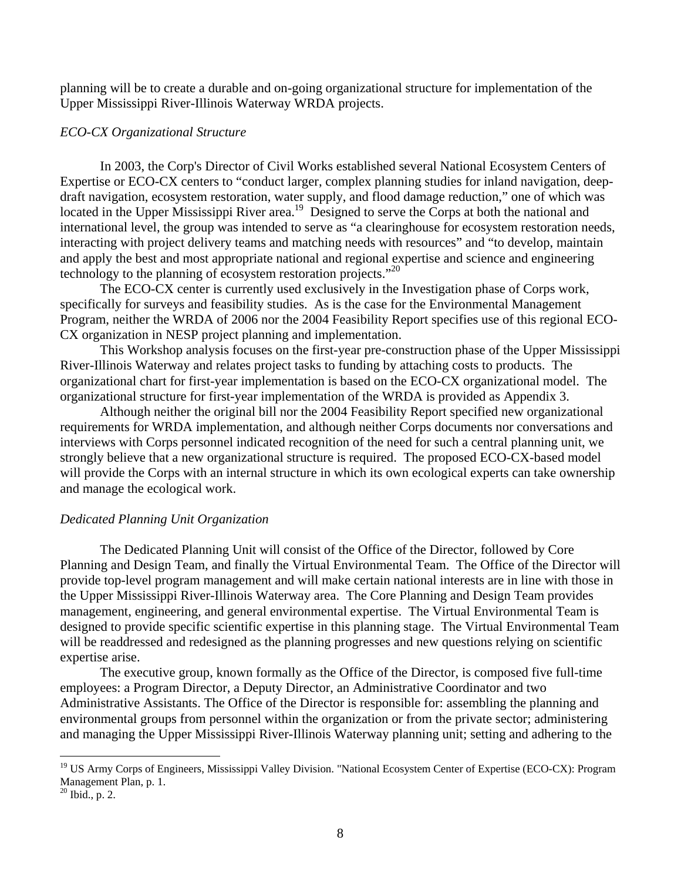planning will be to create a durable and on-going organizational structure for implementation of the Upper Mississippi River-Illinois Waterway WRDA projects.

*ECO-CX Organizational Structure*

In 2003, the Corp's Director of Civil Works established several National Ecosystem Centers of Expertise or ECO-CX centers to "conduct larger, complex planning studies for inland navigation, deep-draft navigation, ecosystem restoration, water supply, and flood damage reduction," one of which was located in the Upper Mississippi River area.[19] Designed to serve the Corps at both the national and international level, the group was intended to serve as "a clearinghouse for ecosystem restoration needs, interacting with project delivery teams and matching needs with resources" and "to develop, maintain and apply the best and most appropriate national and regional expertise and science and engineering technology to the planning of ecosystem restoration projects."[20]

The ECO-CX center is currently used exclusively in the Investigation phase of Corps work, specifically for surveys and feasibility studies. As is the case for the Environmental Management Program, neither the WRDA of 2006 nor the 2004 Feasibility Report specifies use of this regional ECO-CX organization in NESP project planning and implementation.

This Workshop analysis focuses on the first-year pre-construction phase of the Upper Mississippi River-Illinois Waterway and relates project tasks to funding by attaching costs to products. The organizational chart for first-year implementation is based on the ECO-CX organizational model. The organizational structure for first-year implementation of the WRDA is provided as Appendix 3.

Although neither the original bill nor the 2004 Feasibility Report specified new organizational requirements for WRDA implementation, and although neither Corps documents nor conversations and interviews with Corps personnel indicated recognition of the need for such a central planning unit, we strongly believe that a new organizational structure is required. The proposed ECO-CX-based model will provide the Corps with an internal structure in which its own ecological experts can take ownership and manage the ecological work.

*Dedicated Planning Unit Organization*

The Dedicated Planning Unit will consist of the Office of the Director, followed by Core Planning and Design Team, and finally the Virtual Environmental Team. The Office of the Director will provide top-level program management and will make certain national interests are in line with those in the Upper Mississippi River-Illinois Waterway area. The Core Planning and Design Team provides management, engineering, and general environmental expertise. The Virtual Environmental Team is designed to provide specific scientific expertise in this planning stage. The Virtual Environmental Team will be readdressed and redesigned as the planning progresses and new questions relying on scientific expertise arise.

The executive group, known formally as the Office of the Director, is composed five full-time employees: a Program Director, a Deputy Director, an Administrative Coordinator and two Administrative Assistants. The Office of the Director is responsible for: assembling the planning and environmental groups from personnel within the organization or from the private sector; administering and managing the Upper Mississippi River-Illinois Waterway planning unit; setting and adhering to the

---

[19] US Army Corps of Engineers, Mississippi Valley Division. "National Ecosystem Center of Expertise (ECO-CX): Program Management Plan, p. 1.

[20] Ibid., p. 2.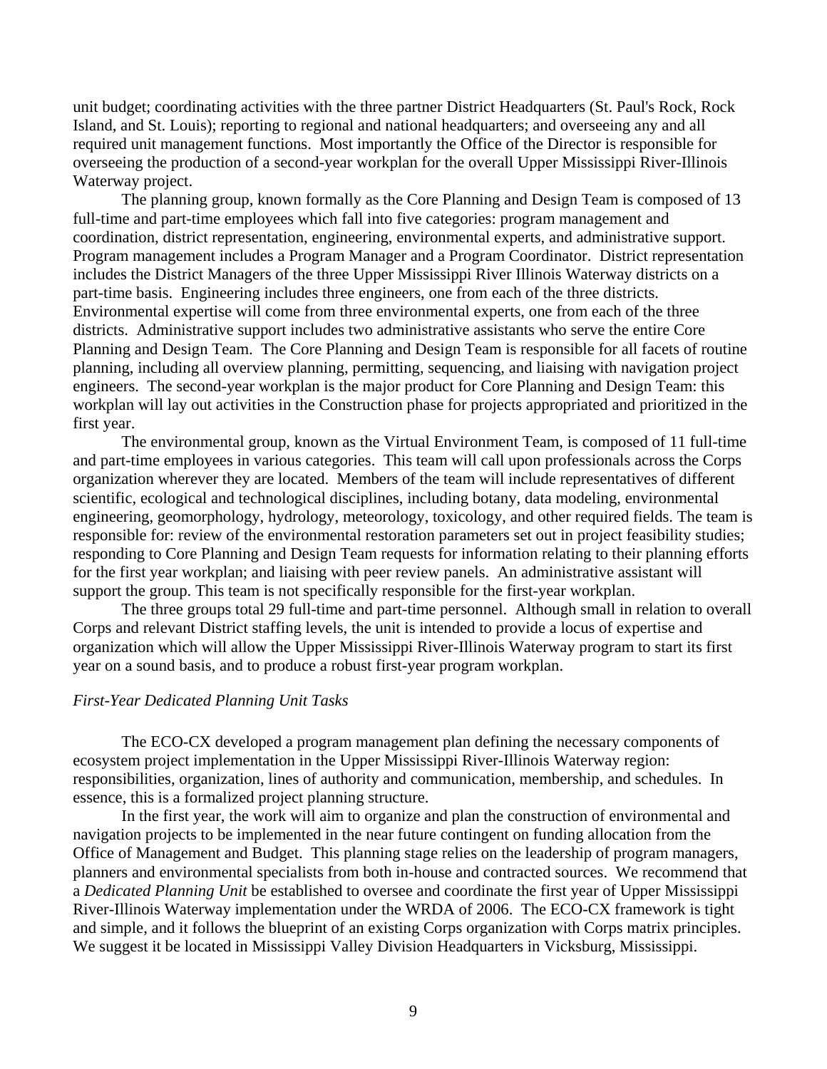unit budget; coordinating activities with the three partner District Headquarters (St. Paul's Rock, Rock Island, and St. Louis); reporting to regional and national headquarters; and overseeing any and all required unit management functions. Most importantly the Office of the Director is responsible for overseeing the production of a second-year workplan for the overall Upper Mississippi River-Illinois Waterway project.

The planning group, known formally as the Core Planning and Design Team is composed of 13 full-time and part-time employees which fall into five categories: program management and coordination, district representation, engineering, environmental experts, and administrative support. Program management includes a Program Manager and a Program Coordinator. District representation includes the District Managers of the three Upper Mississippi River Illinois Waterway districts on a part-time basis. Engineering includes three engineers, one from each of the three districts. Environmental expertise will come from three environmental experts, one from each of the three districts. Administrative support includes two administrative assistants who serve the entire Core Planning and Design Team. The Core Planning and Design Team is responsible for all facets of routine planning, including all overview planning, permitting, sequencing, and liaising with navigation project engineers. The second-year workplan is the major product for Core Planning and Design Team: this workplan will lay out activities in the Construction phase for projects appropriated and prioritized in the first year.

The environmental group, known as the Virtual Environment Team, is composed of 11 full-time and part-time employees in various categories. This team will call upon professionals across the Corps organization wherever they are located. Members of the team will include representatives of different scientific, ecological and technological disciplines, including botany, data modeling, environmental engineering, geomorphology, hydrology, meteorology, toxicology, and other required fields. The team is responsible for: review of the environmental restoration parameters set out in project feasibility studies; responding to Core Planning and Design Team requests for information relating to their planning efforts for the first year workplan; and liaising with peer review panels. An administrative assistant will support the group. This team is not specifically responsible for the first-year workplan.

The three groups total 29 full-time and part-time personnel. Although small in relation to overall Corps and relevant District staffing levels, the unit is intended to provide a locus of expertise and organization which will allow the Upper Mississippi River-Illinois Waterway program to start its first year on a sound basis, and to produce a robust first-year program workplan.

*First-Year Dedicated Planning Unit Tasks*

The ECO-CX developed a program management plan defining the necessary components of ecosystem project implementation in the Upper Mississippi River-Illinois Waterway region: responsibilities, organization, lines of authority and communication, membership, and schedules. In essence, this is a formalized project planning structure.

In the first year, the work will aim to organize and plan the construction of environmental and navigation projects to be implemented in the near future contingent on funding allocation from the Office of Management and Budget. This planning stage relies on the leadership of program managers, planners and environmental specialists from both in-house and contracted sources. We recommend that a *Dedicated Planning Unit* be established to oversee and coordinate the first year of Upper Mississippi River-Illinois Waterway implementation under the WRDA of 2006. The ECO-CX framework is tight and simple, and it follows the blueprint of an existing Corps organization with Corps matrix principles. We suggest it be located in Mississippi Valley Division Headquarters in Vicksburg, Mississippi.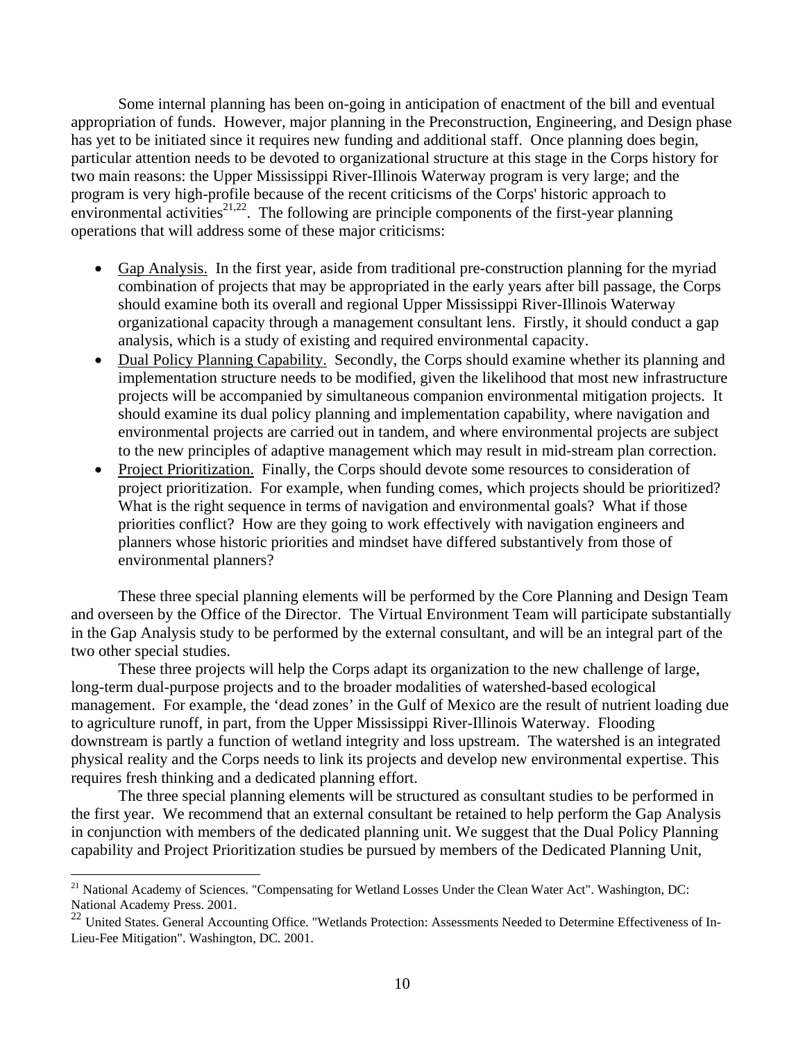Some internal planning has been on-going in anticipation of enactment of the bill and eventual appropriation of funds. However, major planning in the Preconstruction, Engineering, and Design phase has yet to be initiated since it requires new funding and additional staff. Once planning does begin, particular attention needs to be devoted to organizational structure at this stage in the Corps history for two main reasons: the Upper Mississippi River-Illinois Waterway program is very large; and the program is very high-profile because of the recent criticisms of the Corps' historic approach to environmental activities[21,22]. The following are principle components of the first-year planning operations that will address some of these major criticisms:

- Gap Analysis. In the first year, aside from traditional pre-construction planning for the myriad combination of projects that may be appropriated in the early years after bill passage, the Corps should examine both its overall and regional Upper Mississippi River-Illinois Waterway organizational capacity through a management consultant lens. Firstly, it should conduct a gap analysis, which is a study of existing and required environmental capacity.
- Dual Policy Planning Capability. Secondly, the Corps should examine whether its planning and implementation structure needs to be modified, given the likelihood that most new infrastructure projects will be accompanied by simultaneous companion environmental mitigation projects. It should examine its dual policy planning and implementation capability, where navigation and environmental projects are carried out in tandem, and where environmental projects are subject to the new principles of adaptive management which may result in mid-stream plan correction.
- Project Prioritization. Finally, the Corps should devote some resources to consideration of project prioritization. For example, when funding comes, which projects should be prioritized? What is the right sequence in terms of navigation and environmental goals? What if those priorities conflict? How are they going to work effectively with navigation engineers and planners whose historic priorities and mindset have differed substantively from those of environmental planners?

These three special planning elements will be performed by the Core Planning and Design Team and overseen by the Office of the Director. The Virtual Environment Team will participate substantially in the Gap Analysis study to be performed by the external consultant, and will be an integral part of the two other special studies.

These three projects will help the Corps adapt its organization to the new challenge of large, long-term dual-purpose projects and to the broader modalities of watershed-based ecological management. For example, the 'dead zones' in the Gulf of Mexico are the result of nutrient loading due to agriculture runoff, in part, from the Upper Mississippi River-Illinois Waterway. Flooding downstream is partly a function of wetland integrity and loss upstream. The watershed is an integrated physical reality and the Corps needs to link its projects and develop new environmental expertise. This requires fresh thinking and a dedicated planning effort.

The three special planning elements will be structured as consultant studies to be performed in the first year. We recommend that an external consultant be retained to help perform the Gap Analysis in conjunction with members of the dedicated planning unit. We suggest that the Dual Policy Planning capability and Project Prioritization studies be pursued by members of the Dedicated Planning Unit,

---

[21] National Academy of Sciences. "Compensating for Wetland Losses Under the Clean Water Act". Washington, DC: National Academy Press. 2001.

[22] United States. General Accounting Office. "Wetlands Protection: Assessments Needed to Determine Effectiveness of In-Lieu-Fee Mitigation". Washington, DC. 2001.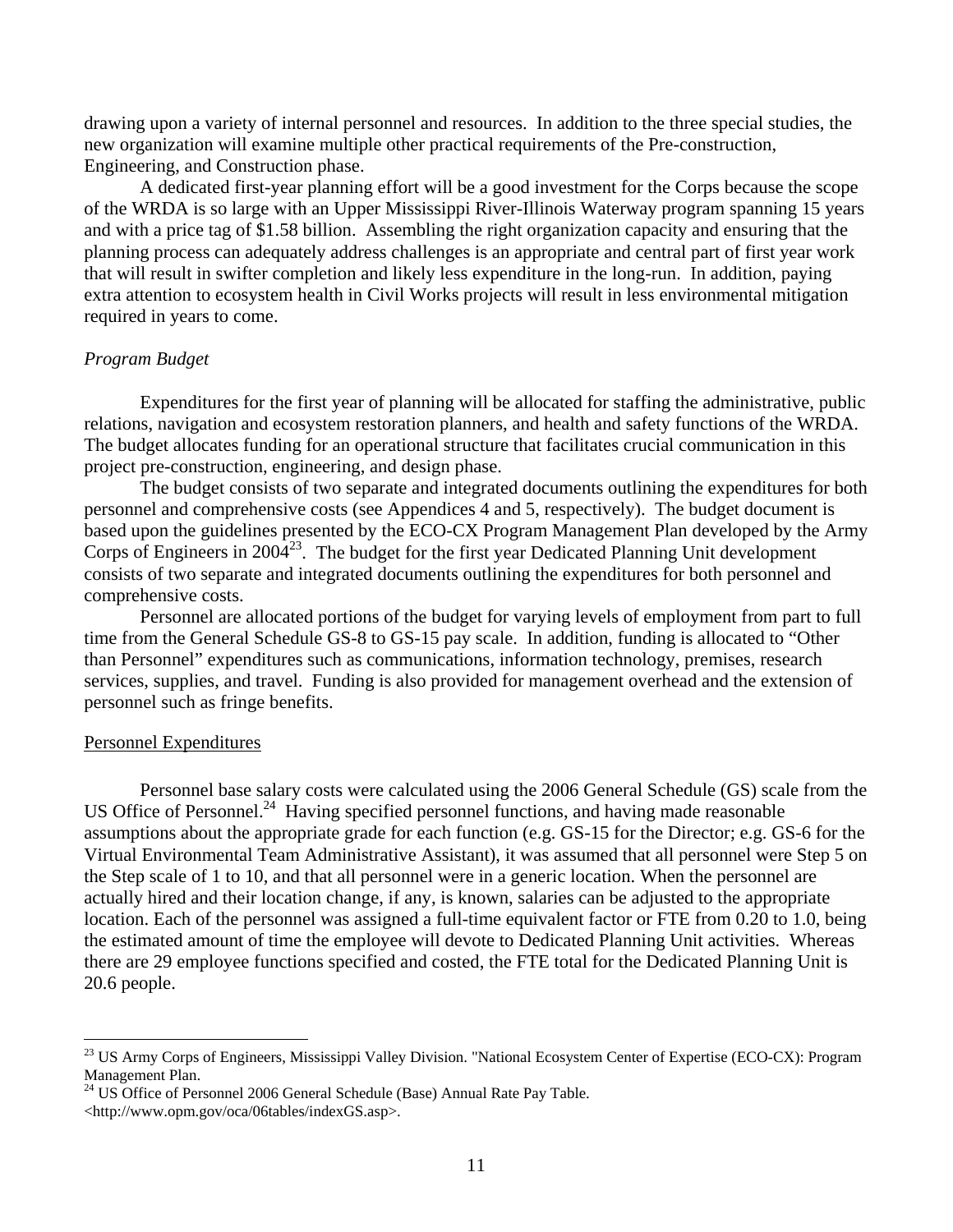drawing upon a variety of internal personnel and resources. In addition to the three special studies, the new organization will examine multiple other practical requirements of the Pre-construction, Engineering, and Construction phase.

A dedicated first-year planning effort will be a good investment for the Corps because the scope of the WRDA is so large with an Upper Mississippi River-Illinois Waterway program spanning 15 years and with a price tag of $1.58 billion. Assembling the right organization capacity and ensuring that the planning process can adequately address challenges is an appropriate and central part of first year work that will result in swifter completion and likely less expenditure in the long-run. In addition, paying extra attention to ecosystem health in Civil Works projects will result in less environmental mitigation required in years to come.

*Program Budget*

Expenditures for the first year of planning will be allocated for staffing the administrative, public relations, navigation and ecosystem restoration planners, and health and safety functions of the WRDA. The budget allocates funding for an operational structure that facilitates crucial communication in this project pre-construction, engineering, and design phase.

The budget consists of two separate and integrated documents outlining the expenditures for both personnel and comprehensive costs (see Appendices 4 and 5, respectively). The budget document is based upon the guidelines presented by the ECO-CX Program Management Plan developed by the Army Corps of Engineers in 2004[23]. The budget for the first year Dedicated Planning Unit development consists of two separate and integrated documents outlining the expenditures for both personnel and comprehensive costs.

Personnel are allocated portions of the budget for varying levels of employment from part to full time from the General Schedule GS-8 to GS-15 pay scale. In addition, funding is allocated to "Other than Personnel" expenditures such as communications, information technology, premises, research services, supplies, and travel. Funding is also provided for management overhead and the extension of personnel such as fringe benefits.

<u>Personnel Expenditures</u>

Personnel base salary costs were calculated using the 2006 General Schedule (GS) scale from the US Office of Personnel.[24] Having specified personnel functions, and having made reasonable assumptions about the appropriate grade for each function (e.g. GS-15 for the Director; e.g. GS-6 for the Virtual Environmental Team Administrative Assistant), it was assumed that all personnel were Step 5 on the Step scale of 1 to 10, and that all personnel were in a generic location. When the personnel are actually hired and their location change, if any, is known, salaries can be adjusted to the appropriate location. Each of the personnel was assigned a full-time equivalent factor or FTE from 0.20 to 1.0, being the estimated amount of time the employee will devote to Dedicated Planning Unit activities. Whereas there are 29 employee functions specified and costed, the FTE total for the Dedicated Planning Unit is 20.6 people.

---

[23] US Army Corps of Engineers, Mississippi Valley Division. "National Ecosystem Center of Expertise (ECO-CX): Program Management Plan.

[24] US Office of Personnel 2006 General Schedule (Base) Annual Rate Pay Table. <http://www.opm.gov/oca/06tables/indexGS.asp>.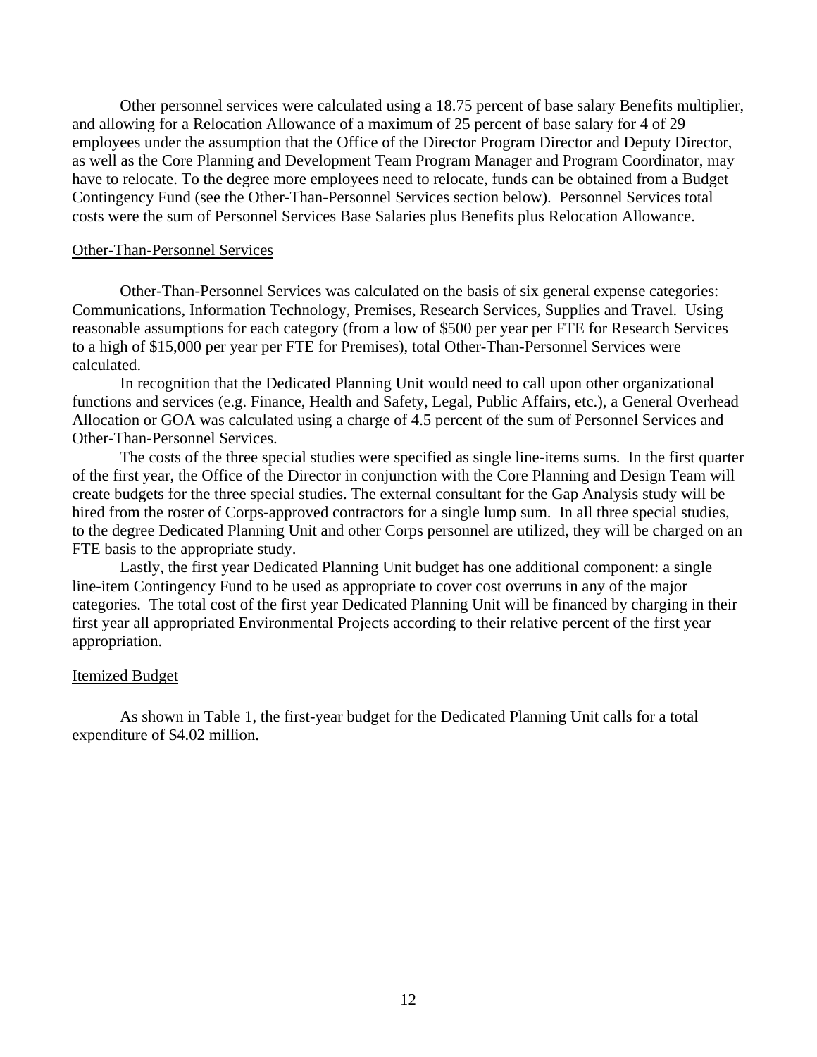Other personnel services were calculated using a 18.75 percent of base salary Benefits multiplier, and allowing for a Relocation Allowance of a maximum of 25 percent of base salary for 4 of 29 employees under the assumption that the Office of the Director Program Director and Deputy Director, as well as the Core Planning and Development Team Program Manager and Program Coordinator, may have to relocate. To the degree more employees need to relocate, funds can be obtained from a Budget Contingency Fund (see the Other-Than-Personnel Services section below). Personnel Services total costs were the sum of Personnel Services Base Salaries plus Benefits plus Relocation Allowance.

## Other-Than-Personnel Services

Other-Than-Personnel Services was calculated on the basis of six general expense categories: Communications, Information Technology, Premises, Research Services, Supplies and Travel. Using reasonable assumptions for each category (from a low of $500 per year per FTE for Research Services to a high of $15,000 per year per FTE for Premises), total Other-Than-Personnel Services were calculated.

In recognition that the Dedicated Planning Unit would need to call upon other organizational functions and services (e.g. Finance, Health and Safety, Legal, Public Affairs, etc.), a General Overhead Allocation or GOA was calculated using a charge of 4.5 percent of the sum of Personnel Services and Other-Than-Personnel Services.

The costs of the three special studies were specified as single line-items sums. In the first quarter of the first year, the Office of the Director in conjunction with the Core Planning and Design Team will create budgets for the three special studies. The external consultant for the Gap Analysis study will be hired from the roster of Corps-approved contractors for a single lump sum. In all three special studies, to the degree Dedicated Planning Unit and other Corps personnel are utilized, they will be charged on an FTE basis to the appropriate study.

Lastly, the first year Dedicated Planning Unit budget has one additional component: a single line-item Contingency Fund to be used as appropriate to cover cost overruns in any of the major categories. The total cost of the first year Dedicated Planning Unit will be financed by charging in their first year all appropriated Environmental Projects according to their relative percent of the first year appropriation.

## Itemized Budget

As shown in Table 1, the first-year budget for the Dedicated Planning Unit calls for a total expenditure of $4.02 million.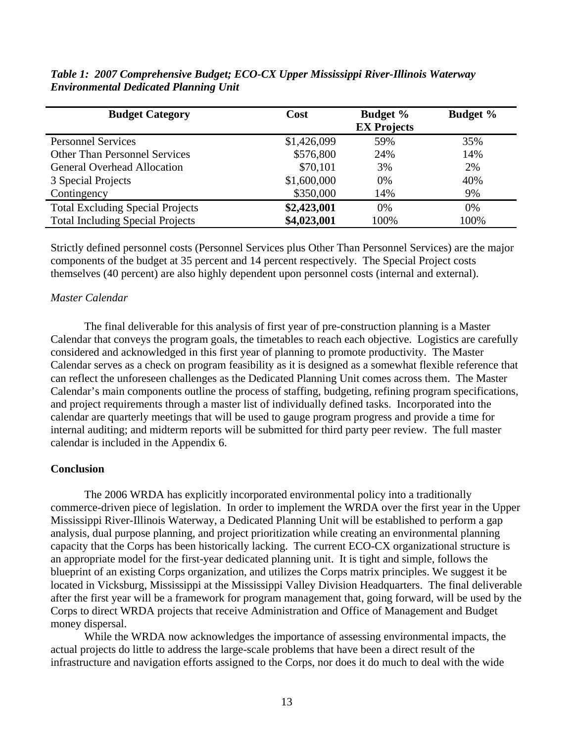*Table 1: 2007 Comprehensive Budget; ECO-CX Upper Mississippi River-Illinois Waterway Environmental Dedicated Planning Unit*

| Budget Category | Cost | Budget % EX Projects | Budget % |
|---|---|---|---|
| Personnel Services | $1,426,099 | 59% | 35% |
| Other Than Personnel Services | $576,800 | 24% | 14% |
| General Overhead Allocation | $70,101 | 3% | 2% |
| 3 Special Projects | $1,600,000 | 0% | 40% |
| Contingency | $350,000 | 14% | 9% |
| Total Excluding Special Projects | **$2,423,001** | 0% | 0% |
| Total Including Special Projects | **$4,023,001** | 100% | 100% |

Strictly defined personnel costs (Personnel Services plus Other Than Personnel Services) are the major components of the budget at 35 percent and 14 percent respectively. The Special Project costs themselves (40 percent) are also highly dependent upon personnel costs (internal and external).

*Master Calendar*

The final deliverable for this analysis of first year of pre-construction planning is a Master Calendar that conveys the program goals, the timetables to reach each objective. Logistics are carefully considered and acknowledged in this first year of planning to promote productivity. The Master Calendar serves as a check on program feasibility as it is designed as a somewhat flexible reference that can reflect the unforeseen challenges as the Dedicated Planning Unit comes across them. The Master Calendar's main components outline the process of staffing, budgeting, refining program specifications, and project requirements through a master list of individually defined tasks. Incorporated into the calendar are quarterly meetings that will be used to gauge program progress and provide a time for internal auditing; and midterm reports will be submitted for third party peer review. The full master calendar is included in the Appendix 6.

**Conclusion**

The 2006 WRDA has explicitly incorporated environmental policy into a traditionally commerce-driven piece of legislation. In order to implement the WRDA over the first year in the Upper Mississippi River-Illinois Waterway, a Dedicated Planning Unit will be established to perform a gap analysis, dual purpose planning, and project prioritization while creating an environmental planning capacity that the Corps has been historically lacking. The current ECO-CX organizational structure is an appropriate model for the first-year dedicated planning unit. It is tight and simple, follows the blueprint of an existing Corps organization, and utilizes the Corps matrix principles. We suggest it be located in Vicksburg, Mississippi at the Mississippi Valley Division Headquarters. The final deliverable after the first year will be a framework for program management that, going forward, will be used by the Corps to direct WRDA projects that receive Administration and Office of Management and Budget money dispersal.

While the WRDA now acknowledges the importance of assessing environmental impacts, the actual projects do little to address the large-scale problems that have been a direct result of the infrastructure and navigation efforts assigned to the Corps, nor does it do much to deal with the wide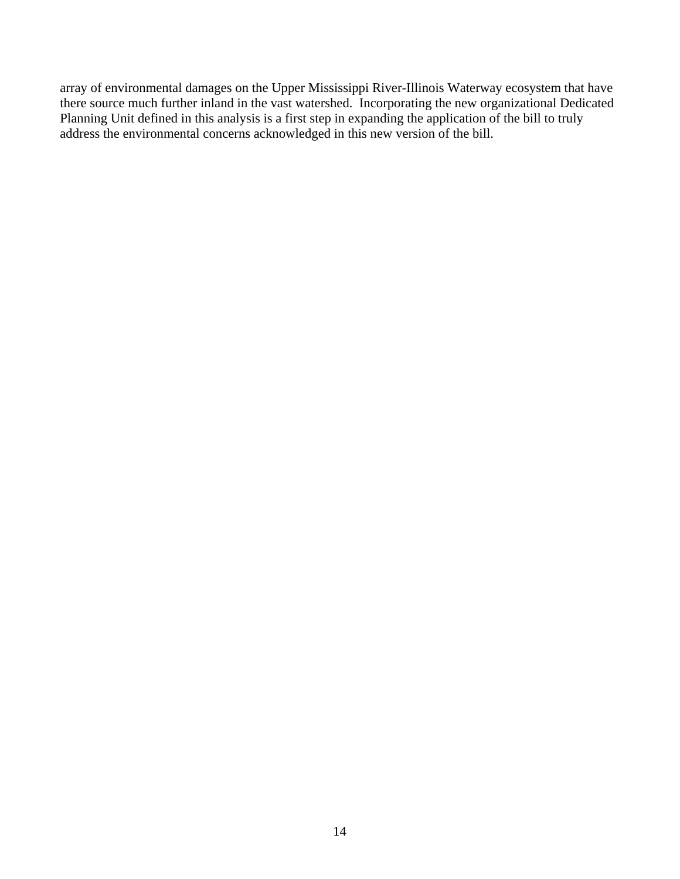array of environmental damages on the Upper Mississippi River-Illinois Waterway ecosystem that have there source much further inland in the vast watershed. Incorporating the new organizational Dedicated Planning Unit defined in this analysis is a first step in expanding the application of the bill to truly address the environmental concerns acknowledged in this new version of the bill.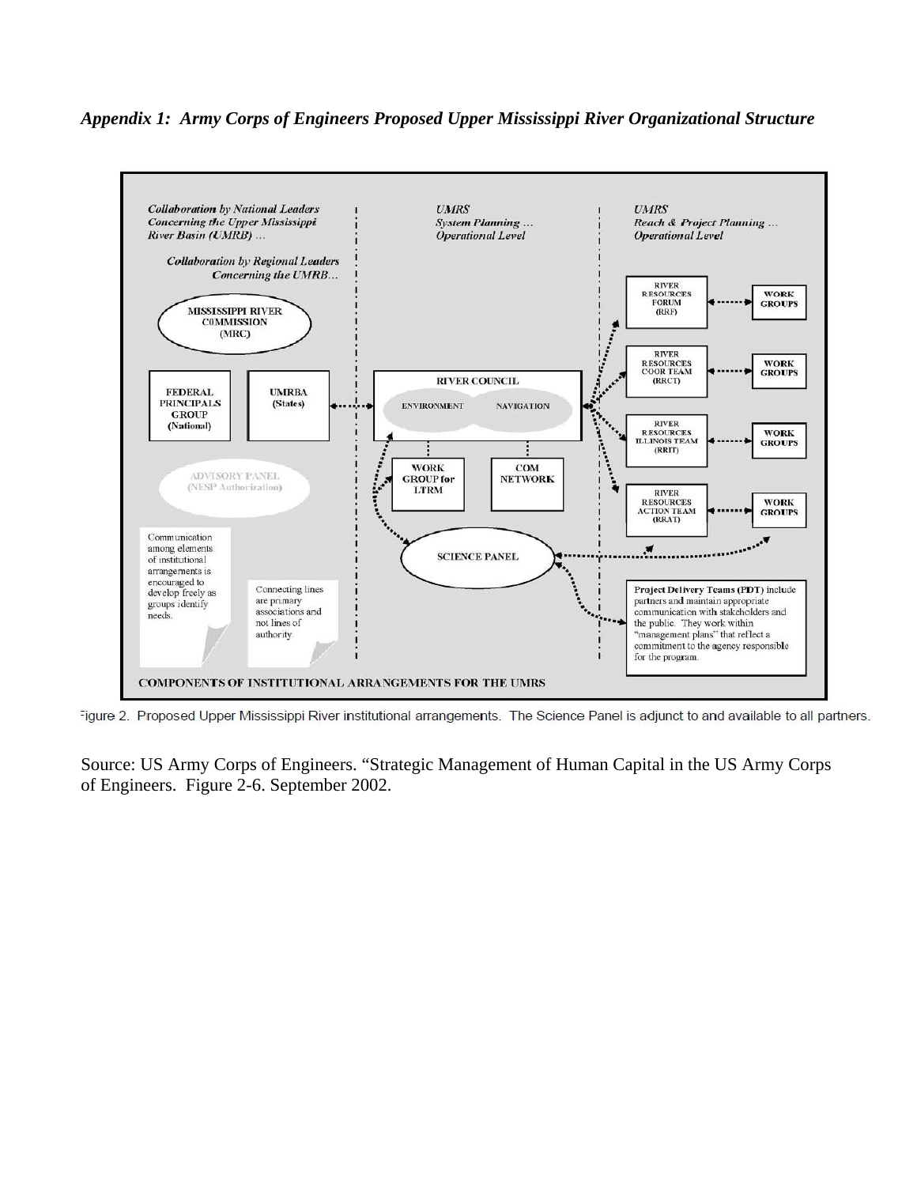*Appendix 1: Army Corps of Engineers Proposed Upper Mississippi River Organizational Structure*

*Collaboration by National Leaders Concerning the Upper Mississippi River Basin (UMRB) …*

*Collaboration by Regional Leaders Concerning the UMRB…*

*UMRS System Planning … Operational Level*

*UMRS Reach & Project Planning … Operational Level*

MISSISSIPPI RIVER COMMISSION (MRC)

FEDERAL PRINCIPALS GROUP (National)

UMRBA (States)

ADVISORY PANEL (NESP Authorization)

RIVER COUNCIL

ENVIRONMENT

NAVIGATION

WORK GROUP for LTRM

COM NETWORK

SCIENCE PANEL

RIVER RESOURCES FORUM (RRF)

RIVER RESOURCES COOR TEAM (RRCT)

RIVER RESOURCES ILLINOIS TEAM (RRIT)

RIVER RESOURCES ACTION TEAM (RRAT)

WORK GROUPS

WORK GROUPS

WORK GROUPS

WORK GROUPS

Communication among elements of institutional arrangements is encouraged to develop freely as groups identify needs.

Connecting lines are primary associations and not lines of authority.

**Project Delivery Teams (PDT)** include partners and maintain appropriate communication with stakeholders and the public. They work within "management plans" that reflect a commitment to the agency responsible for the program.

COMPONENTS OF INSTITUTIONAL ARRANGEMENTS FOR THE UMRS

Figure 2. Proposed Upper Mississippi River institutional arrangements. The Science Panel is adjunct to and available to all partners.

Source: US Army Corps of Engineers. "Strategic Management of Human Capital in the US Army Corps of Engineers. Figure 2-6. September 2002.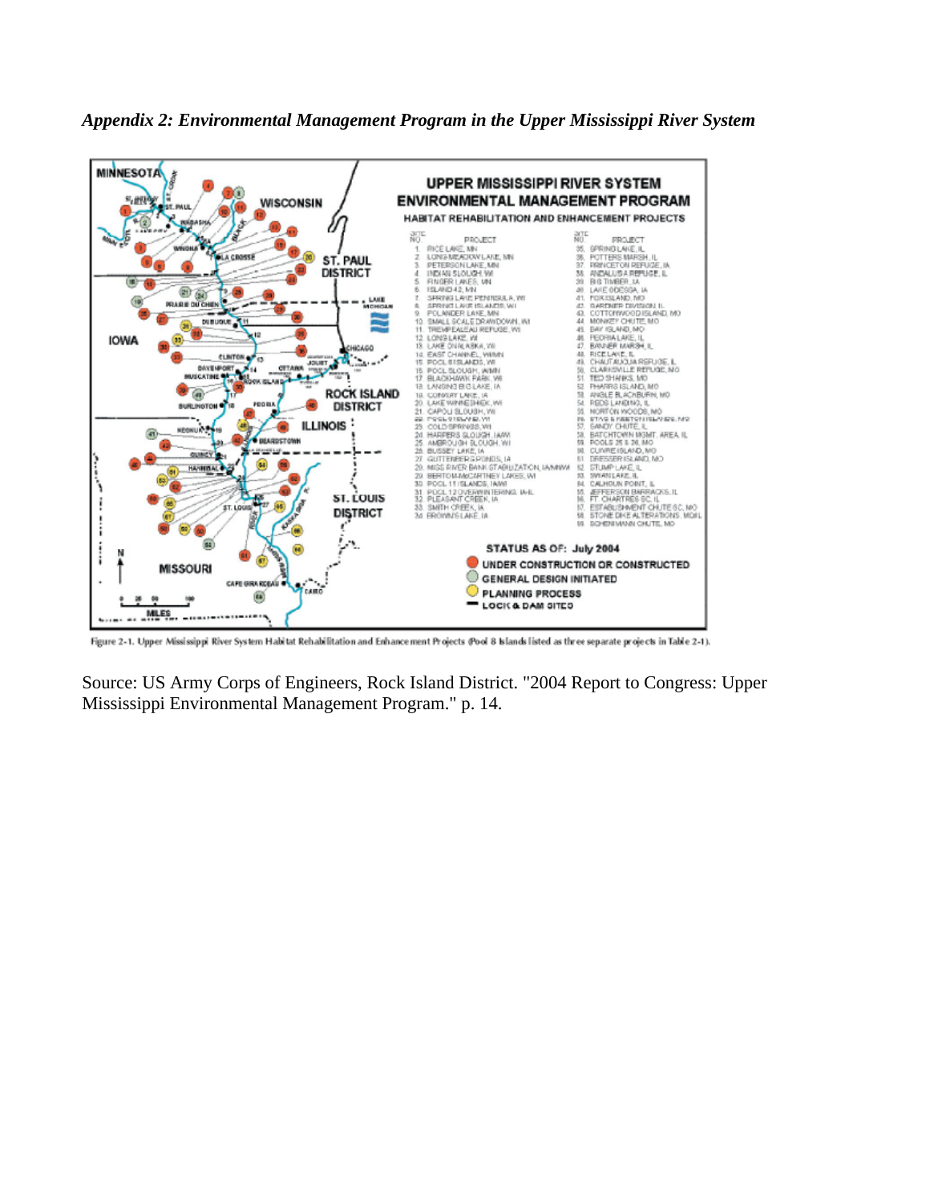*Appendix 2: Environmental Management Program in the Upper Mississippi River System*

Figure 2-1. Upper Mississippi River System Habitat Rehabilitation and Enhancement Projects (Pool 8 Islands listed as three separate projects in Table 2-1).

Source: US Army Corps of Engineers, Rock Island District. "2004 Report to Congress: Upper Mississippi Environmental Management Program." p. 14.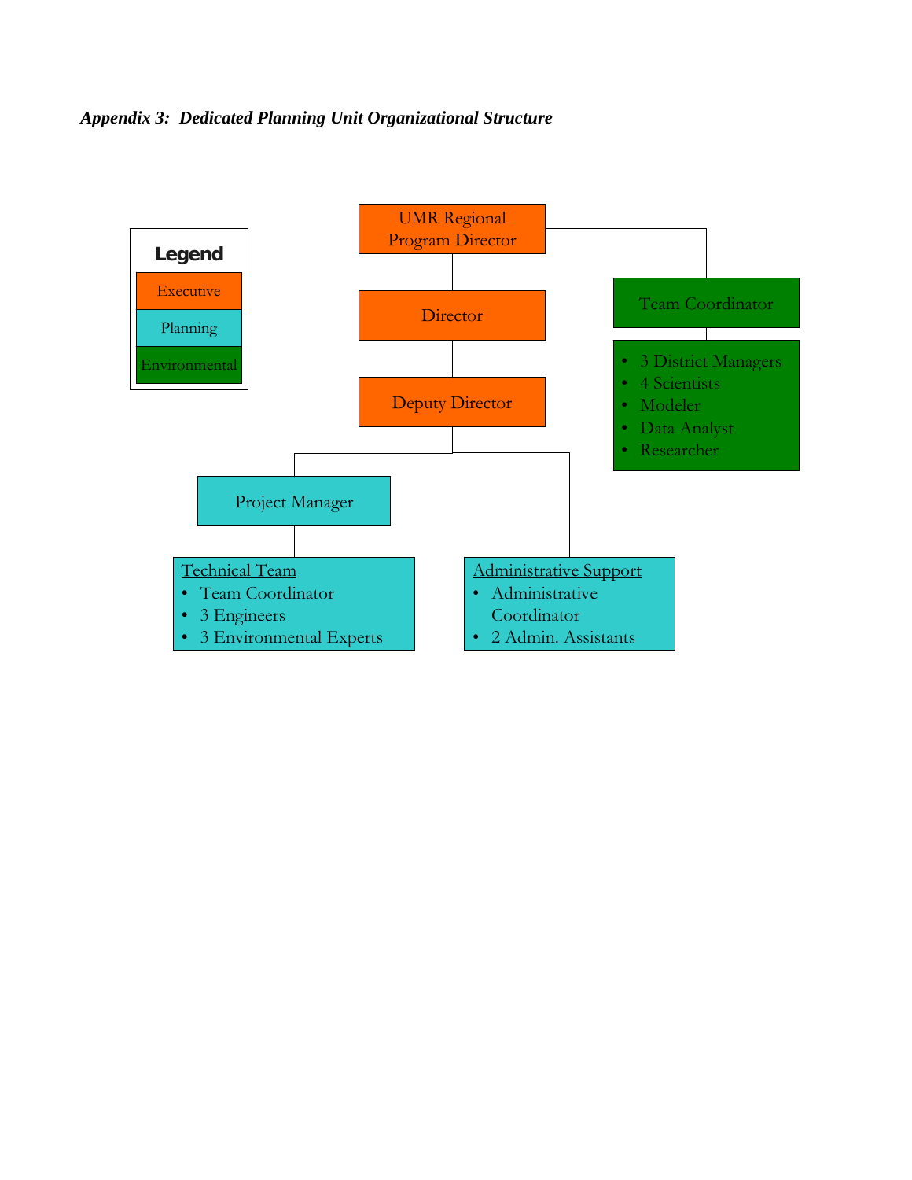*Appendix 3: Dedicated Planning Unit Organizational Structure*

Legend

Executive

Planning

Environmental

UMR Regional Program Director

Director

Deputy Director

Team Coordinator

- 3 District Managers
- 4 Scientists
- Modeler
- Data Analyst
- Researcher

Project Manager

Technical Team
- Team Coordinator
- 3 Engineers
- 3 Environmental Experts

Administrative Support
- Administrative Coordinator
- 2 Admin. Assistants